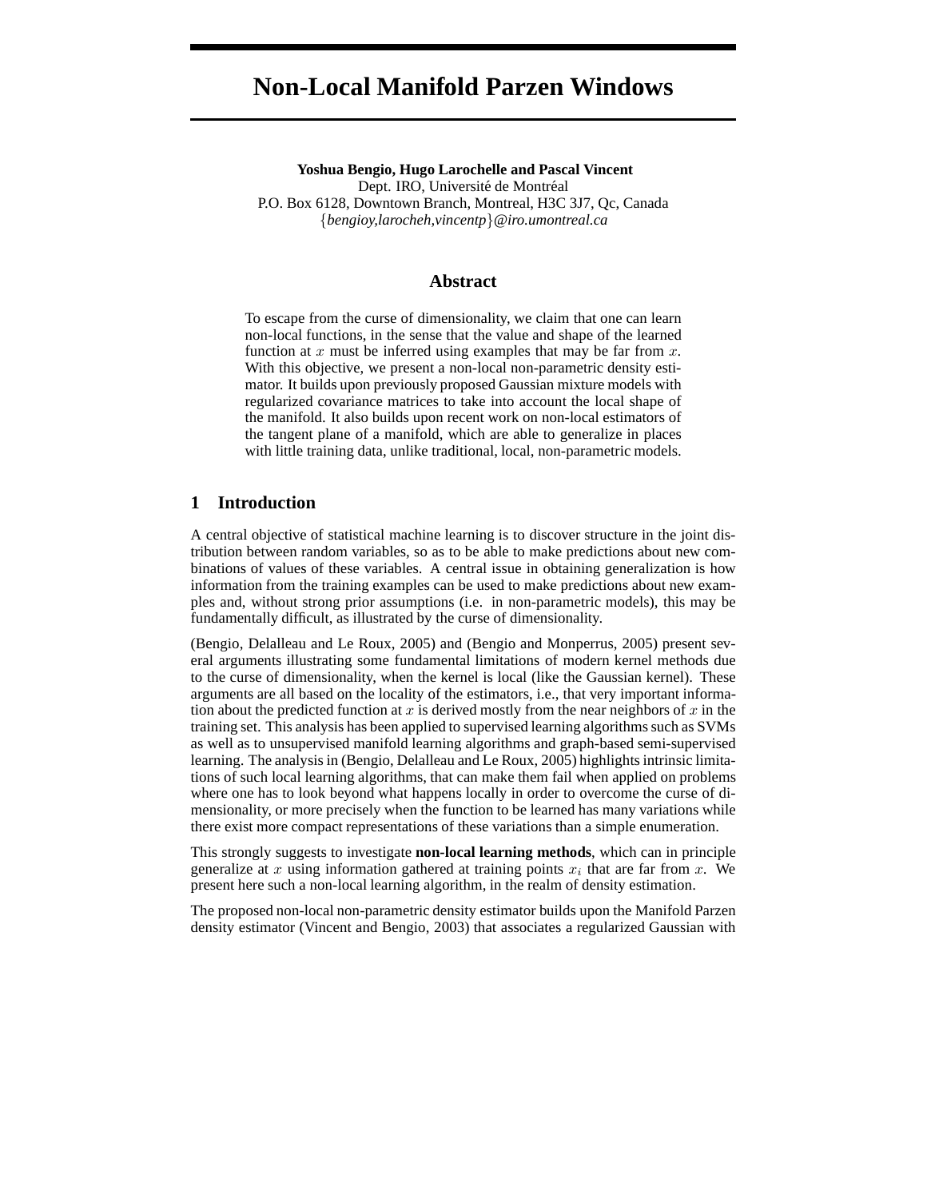# Non-Local Manifold Parzen Windows

**Yoshua Bengio, Hugo Larochelle and Pascal Vincent**
Dept. IRO, Université de Montréal
P.O. Box 6128, Downtown Branch, Montreal, H3C 3J7, Qc, Canada
{*bengioy,larocheh,vincentp*}*@iro.umontreal.ca*

## Abstract

To escape from the curse of dimensionality, we claim that one can learn non-local functions, in the sense that the value and shape of the learned function at $x$ must be inferred using examples that may be far from $x$. With this objective, we present a non-local non-parametric density estimator. It builds upon previously proposed Gaussian mixture models with regularized covariance matrices to take into account the local shape of the manifold. It also builds upon recent work on non-local estimators of the tangent plane of a manifold, which are able to generalize in places with little training data, unlike traditional, local, non-parametric models.

## 1 Introduction

A central objective of statistical machine learning is to discover structure in the joint distribution between random variables, so as to be able to make predictions about new combinations of values of these variables. A central issue in obtaining generalization is how information from the training examples can be used to make predictions about new examples and, without strong prior assumptions (i.e. in non-parametric models), this may be fundamentally difficult, as illustrated by the curse of dimensionality.

(Bengio, Delalleau and Le Roux, 2005) and (Bengio and Monperrus, 2005) present several arguments illustrating some fundamental limitations of modern kernel methods due to the curse of dimensionality, when the kernel is local (like the Gaussian kernel). These arguments are all based on the locality of the estimators, i.e., that very important information about the predicted function at $x$ is derived mostly from the near neighbors of $x$ in the training set. This analysis has been applied to supervised learning algorithms such as SVMs as well as to unsupervised manifold learning algorithms and graph-based semi-supervised learning. The analysis in (Bengio, Delalleau and Le Roux, 2005) highlights intrinsic limitations of such local learning algorithms, that can make them fail when applied on problems where one has to look beyond what happens locally in order to overcome the curse of dimensionality, or more precisely when the function to be learned has many variations while there exist more compact representations of these variations than a simple enumeration.

This strongly suggests to investigate **non-local learning methods**, which can in principle generalize at $x$ using information gathered at training points $x_i$ that are far from $x$. We present here such a non-local learning algorithm, in the realm of density estimation.

The proposed non-local non-parametric density estimator builds upon the Manifold Parzen density estimator (Vincent and Bengio, 2003) that associates a regularized Gaussian with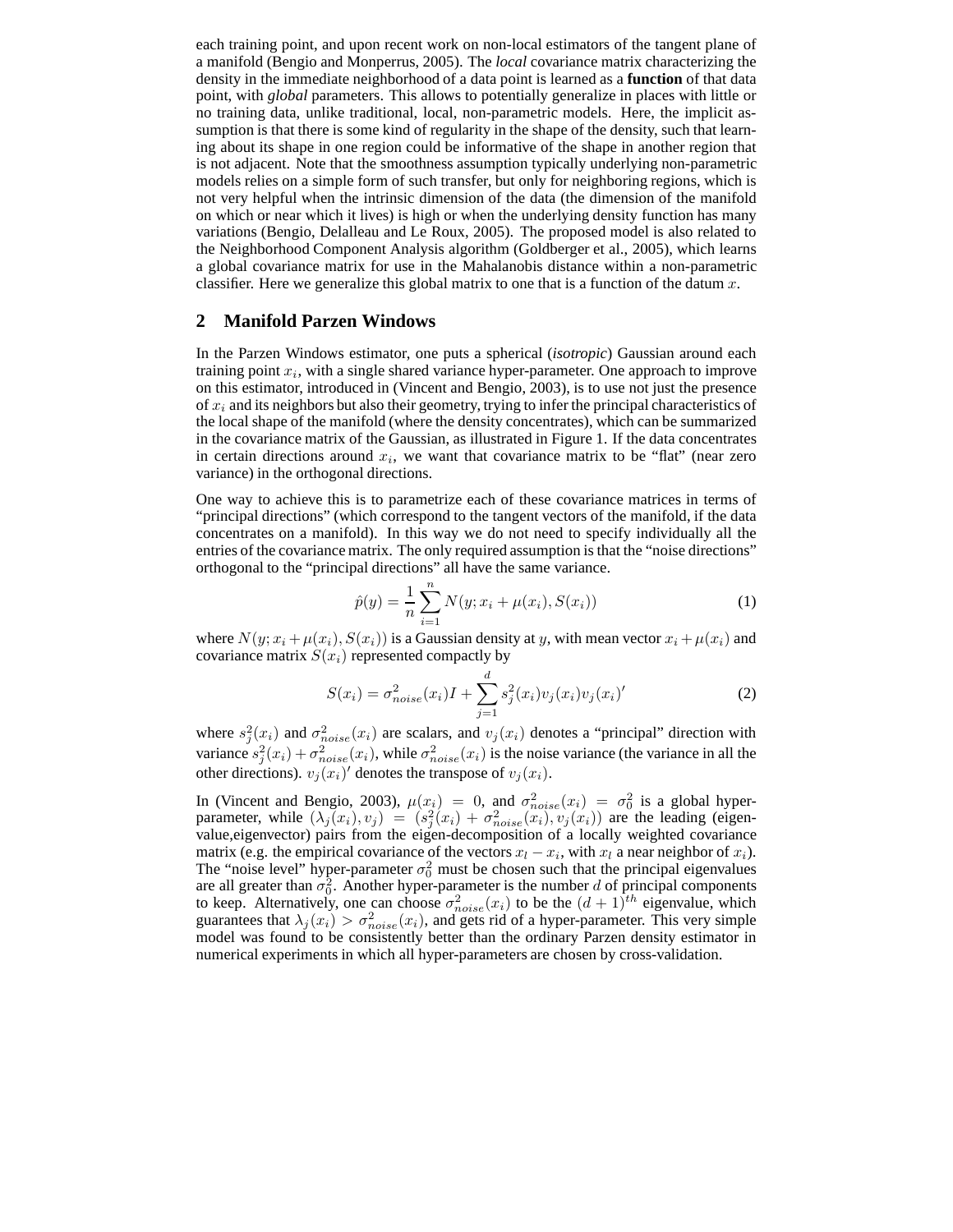each training point, and upon recent work on non-local estimators of the tangent plane of a manifold (Bengio and Monperrus, 2005). The *local* covariance matrix characterizing the density in the immediate neighborhood of a data point is learned as a **function** of that data point, with *global* parameters. This allows to potentially generalize in places with little or no training data, unlike traditional, local, non-parametric models. Here, the implicit assumption is that there is some kind of regularity in the shape of the density, such that learning about its shape in one region could be informative of the shape in another region that is not adjacent. Note that the smoothness assumption typically underlying non-parametric models relies on a simple form of such transfer, but only for neighboring regions, which is not very helpful when the intrinsic dimension of the data (the dimension of the manifold on which or near which it lives) is high or when the underlying density function has many variations (Bengio, Delalleau and Le Roux, 2005). The proposed model is also related to the Neighborhood Component Analysis algorithm (Goldberger et al., 2005), which learns a global covariance matrix for use in the Mahalanobis distance within a non-parametric classifier. Here we generalize this global matrix to one that is a function of the datum $x$.

## 2 Manifold Parzen Windows

In the Parzen Windows estimator, one puts a spherical (*isotropic*) Gaussian around each training point $x_i$, with a single shared variance hyper-parameter. One approach to improve on this estimator, introduced in (Vincent and Bengio, 2003), is to use not just the presence of $x_i$ and its neighbors but also their geometry, trying to infer the principal characteristics of the local shape of the manifold (where the density concentrates), which can be summarized in the covariance matrix of the Gaussian, as illustrated in Figure 1. If the data concentrates in certain directions around $x_i$, we want that covariance matrix to be "flat" (near zero variance) in the orthogonal directions.

One way to achieve this is to parametrize each of these covariance matrices in terms of "principal directions" (which correspond to the tangent vectors of the manifold, if the data concentrates on a manifold). In this way we do not need to specify individually all the entries of the covariance matrix. The only required assumption is that the "noise directions" orthogonal to the "principal directions" all have the same variance.

$$\hat{p}(y) = \frac{1}{n} \sum_{i=1}^{n} N(y; x_i + \mu(x_i), S(x_i)) \tag{1}$$

where $N(y; x_i + \mu(x_i), S(x_i))$ is a Gaussian density at $y$, with mean vector $x_i + \mu(x_i)$ and covariance matrix $S(x_i)$ represented compactly by

$$S(x_i) = \sigma^2_{noise}(x_i) I + \sum_{j=1}^{d} s_j^2(x_i) v_j(x_i) v_j(x_i)' \tag{2}$$

where $s_j^2(x_i)$ and $\sigma^2_{noise}(x_i)$ are scalars, and $v_j(x_i)$ denotes a "principal" direction with variance $s_j^2(x_i) + \sigma^2_{noise}(x_i)$, while $\sigma^2_{noise}(x_i)$ is the noise variance (the variance in all the other directions). $v_j(x_i)'$ denotes the transpose of $v_j(x_i)$.

In (Vincent and Bengio, 2003), $\mu(x_i) = 0$, and $\sigma^2_{noise}(x_i) = \sigma_0^2$ is a global hyper-parameter, while $(\lambda_j(x_i), v_j) = (s_j^2(x_i) + \sigma^2_{noise}(x_i), v_j(x_i))$ are the leading (eigenvalue,eigenvector) pairs from the eigen-decomposition of a locally weighted covariance matrix (e.g. the empirical covariance of the vectors $x_l - x_i$, with $x_l$ a near neighbor of $x_i$). The "noise level" hyper-parameter $\sigma_0^2$ must be chosen such that the principal eigenvalues are all greater than $\sigma_0^2$. Another hyper-parameter is the number $d$ of principal components to keep. Alternatively, one can choose $\sigma^2_{noise}(x_i)$ to be the $(d+1)^{th}$ eigenvalue, which guarantees that $\lambda_j(x_i) > \sigma^2_{noise}(x_i)$, and gets rid of a hyper-parameter. This very simple model was found to be consistently better than the ordinary Parzen density estimator in numerical experiments in which all hyper-parameters are chosen by cross-validation.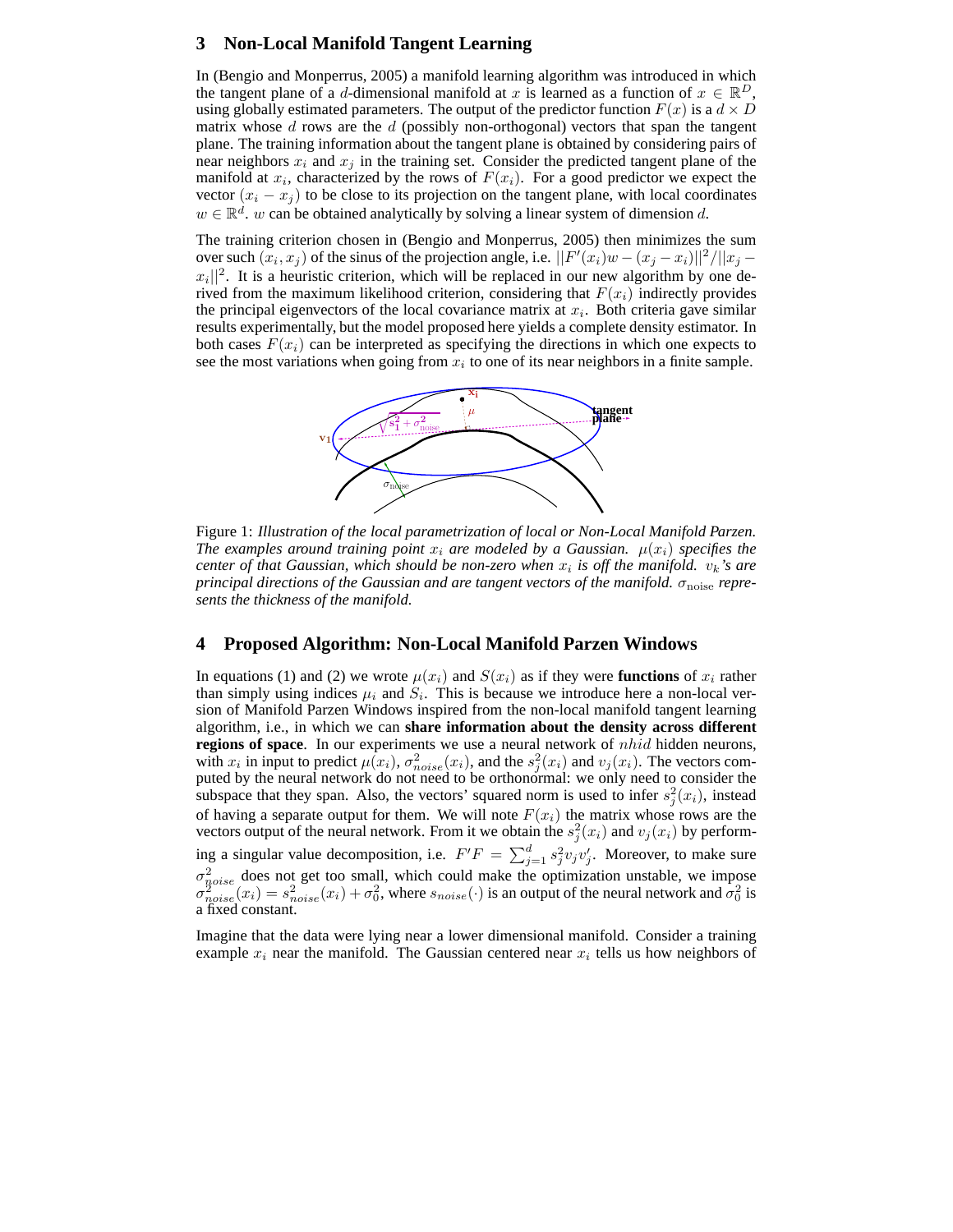## 3 Non-Local Manifold Tangent Learning

In (Bengio and Monperrus, 2005) a manifold learning algorithm was introduced in which the tangent plane of a $d$-dimensional manifold at $x$ is learned as a function of $x \in \mathbb{R}^D$, using globally estimated parameters. The output of the predictor function $F(x)$ is a $d \times D$ matrix whose $d$ rows are the $d$ (possibly non-orthogonal) vectors that span the tangent plane. The training information about the tangent plane is obtained by considering pairs of near neighbors $x_i$ and $x_j$ in the training set. Consider the predicted tangent plane of the manifold at $x_i$, characterized by the rows of $F(x_i)$. For a good predictor we expect the vector $(x_i - x_j)$ to be close to its projection on the tangent plane, with local coordinates $w \in \mathbb{R}^d$. $w$ can be obtained analytically by solving a linear system of dimension $d$.

The training criterion chosen in (Bengio and Monperrus, 2005) then minimizes the sum over such $(x_i, x_j)$ of the sinus of the projection angle, i.e. $||F'(x_i)w - (x_j - x_i)||^2/||x_j - x_i||^2$. It is a heuristic criterion, which will be replaced in our new algorithm by one derived from the maximum likelihood criterion, considering that $F(x_i)$ indirectly provides the principal eigenvectors of the local covariance matrix at $x_i$. Both criteria gave similar results experimentally, but the model proposed here yields a complete density estimator. In both cases $F(x_i)$ can be interpreted as specifying the directions in which one expects to see the most variations when going from $x_i$ to one of its near neighbors in a finite sample.

Figure 1: *Illustration of the local parametrization of local or Non-Local Manifold Parzen. The examples around training point $x_i$ are modeled by a Gaussian. $\mu(x_i)$ specifies the center of that Gaussian, which should be non-zero when $x_i$ is off the manifold. $v_k$'s are principal directions of the Gaussian and are tangent vectors of the manifold. $\sigma_{\text{noise}}$ represents the thickness of the manifold.*

## 4 Proposed Algorithm: Non-Local Manifold Parzen Windows

In equations (1) and (2) we wrote $\mu(x_i)$ and $S(x_i)$ as if they were **functions** of $x_i$ rather than simply using indices $\mu_i$ and $S_i$. This is because we introduce here a non-local version of Manifold Parzen Windows inspired from the non-local manifold tangent learning algorithm, i.e., in which we can **share information about the density across different regions of space**. In our experiments we use a neural network of $nhid$ hidden neurons, with $x_i$ in input to predict $\mu(x_i)$, $\sigma^2_{noise}(x_i)$, and the $s^2_j(x_i)$ and $v_j(x_i)$. The vectors computed by the neural network do not need to be orthonormal: we only need to consider the subspace that they span. Also, the vectors' squared norm is used to infer $s^2_j(x_i)$, instead of having a separate output for them. We will note $F(x_i)$ the matrix whose rows are the vectors output of the neural network. From it we obtain the $s^2_j(x_i)$ and $v_j(x_i)$ by performing a singular value decomposition, i.e. $F'F = \sum_{j=1}^{d} s^2_j v_j v'_j$. Moreover, to make sure $\sigma^2_{noise}$ does not get too small, which could make the optimization unstable, we impose $\sigma^2_{noise}(x_i) = s^2_{noise}(x_i) + \sigma^2_0$, where $s_{noise}(\cdot)$ is an output of the neural network and $\sigma^2_0$ is a fixed constant.

Imagine that the data were lying near a lower dimensional manifold. Consider a training example $x_i$ near the manifold. The Gaussian centered near $x_i$ tells us how neighbors of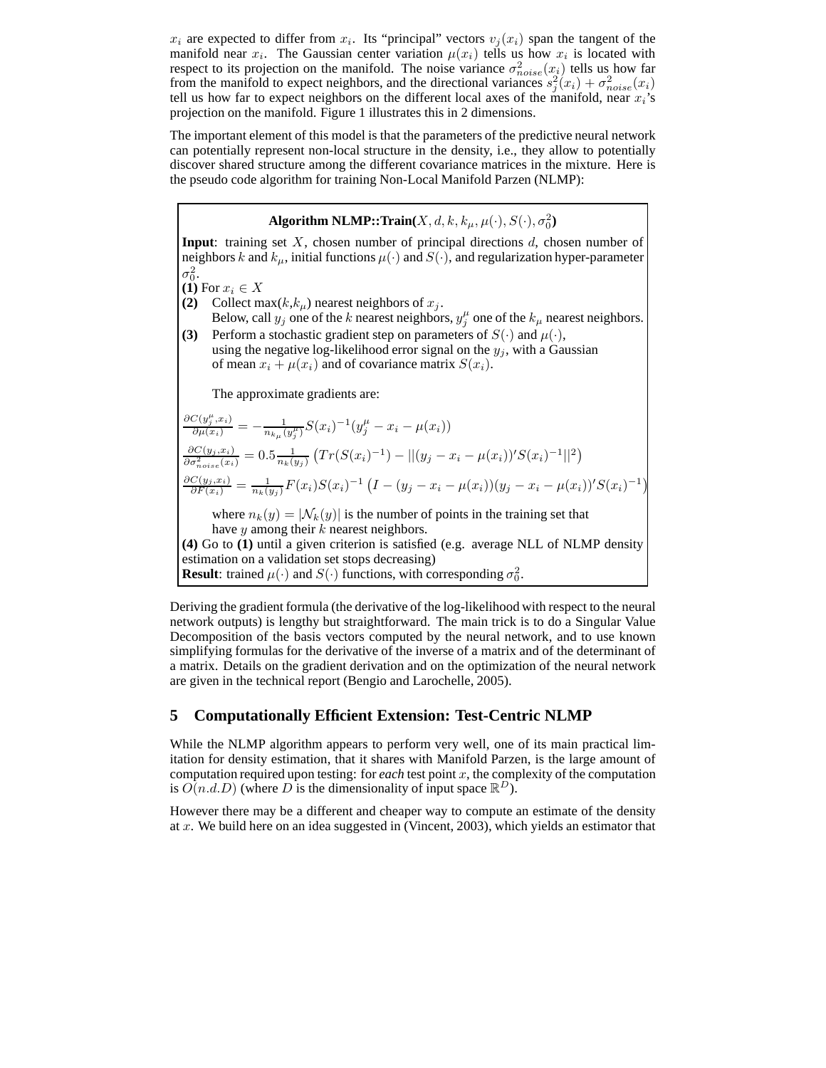$x_i$ are expected to differ from $x_i$. Its "principal" vectors $v_j(x_i)$ span the tangent of the manifold near $x_i$. The Gaussian center variation $\mu(x_i)$ tells us how $x_i$ is located with respect to its projection on the manifold. The noise variance $\sigma^2_{noise}(x_i)$ tells us how far from the manifold to expect neighbors, and the directional variances $s_j^2(x_i) + \sigma^2_{noise}(x_i)$ tell us how far to expect neighbors on the different local axes of the manifold, near $x_i$'s projection on the manifold. Figure 1 illustrates this in 2 dimensions.

The important element of this model is that the parameters of the predictive neural network can potentially represent non-local structure in the density, i.e., they allow to potentially discover shared structure among the different covariance matrices in the mixture. Here is the pseudo code algorithm for training Non-Local Manifold Parzen (NLMP):

**Algorithm NLMP::Train($X, d, k, k_\mu, \mu(\cdot), S(\cdot), \sigma_0^2$)**

**Input**: training set $X$, chosen number of principal directions $d$, chosen number of neighbors $k$ and $k_\mu$, initial functions $\mu(\cdot)$ and $S(\cdot)$, and regularization hyper-parameter $\sigma_0^2$.

**(1)** For $x_i \in X$

**(2)** Collect max($k$,$k_\mu$) nearest neighbors of $x_j$.
Below, call $y_j$ one of the $k$ nearest neighbors, $y_j^\mu$ one of the $k_\mu$ nearest neighbors.

**(3)** Perform a stochastic gradient step on parameters of $S(\cdot)$ and $\mu(\cdot)$, using the negative log-likelihood error signal on the $y_j$, with a Gaussian of mean $x_i + \mu(x_i)$ and of covariance matrix $S(x_i)$.

The approximate gradients are:

$$\frac{\partial C(y_j^\mu, x_i)}{\partial \mu(x_i)} = -\frac{1}{n_{k_\mu}(y_j^\mu)} S(x_i)^{-1}(y_j^\mu - x_i - \mu(x_i))$$

$$\frac{\partial C(y_j, x_i)}{\partial \sigma^2_{noise}(x_i)} = 0.5 \frac{1}{n_k(y_j)} \left( Tr(S(x_i)^{-1}) - ||(y_j - x_i - \mu(x_i))' S(x_i)^{-1}||^2 \right)$$

$$\frac{\partial C(y_j, x_i)}{\partial F(x_i)} = \frac{1}{n_k(y_j)} F(x_i) S(x_i)^{-1} \left( I - (y_j - x_i - \mu(x_i))(y_j - x_i - \mu(x_i))' S(x_i)^{-1} \right)$$

where $n_k(y) = |\mathcal{N}_k(y)|$ is the number of points in the training set that have $y$ among their $k$ nearest neighbors.

**(4)** Go to **(1)** until a given criterion is satisfied (e.g. average NLL of NLMP density estimation on a validation set stops decreasing)

**Result**: trained $\mu(\cdot)$ and $S(\cdot)$ functions, with corresponding $\sigma_0^2$.

Deriving the gradient formula (the derivative of the log-likelihood with respect to the neural network outputs) is lengthy but straightforward. The main trick is to do a Singular Value Decomposition of the basis vectors computed by the neural network, and to use known simplifying formulas for the derivative of the inverse of a matrix and of the determinant of a matrix. Details on the gradient derivation and on the optimization of the neural network are given in the technical report (Bengio and Larochelle, 2005).

## 5 Computationally Efficient Extension: Test-Centric NLMP

While the NLMP algorithm appears to perform very well, one of its main practical limitation for density estimation, that it shares with Manifold Parzen, is the large amount of computation required upon testing: for *each* test point $x$, the complexity of the computation is $O(n.d.D)$ (where $D$ is the dimensionality of input space $\mathbb{R}^D$).

However there may be a different and cheaper way to compute an estimate of the density at $x$. We build here on an idea suggested in (Vincent, 2003), which yields an estimator that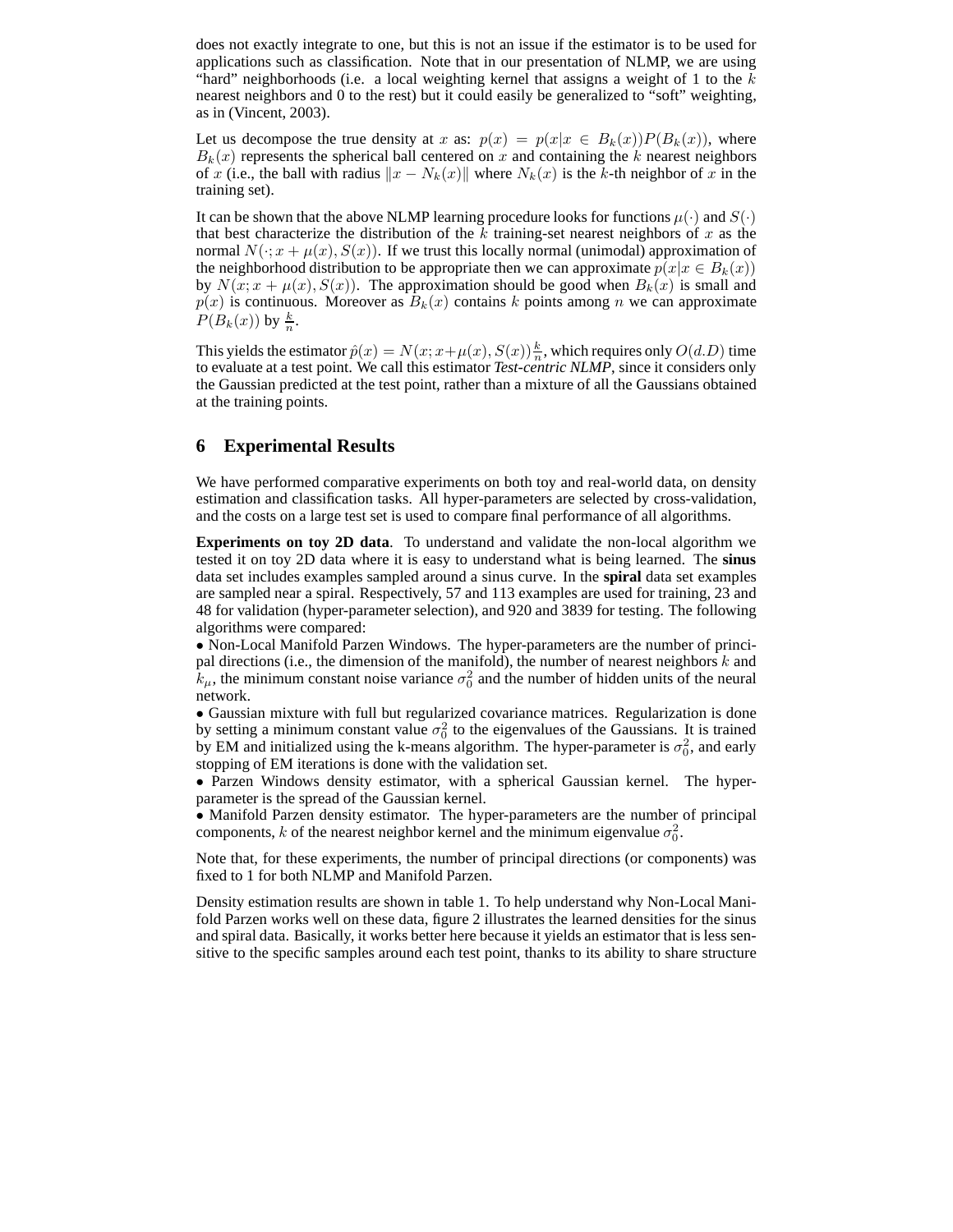does not exactly integrate to one, but this is not an issue if the estimator is to be used for applications such as classification. Note that in our presentation of NLMP, we are using "hard" neighborhoods (i.e. a local weighting kernel that assigns a weight of 1 to the $k$ nearest neighbors and 0 to the rest) but it could easily be generalized to "soft" weighting, as in (Vincent, 2003).

Let us decompose the true density at $x$ as: $p(x) = p(x|x \in B_k(x))P(B_k(x))$, where $B_k(x)$ represents the spherical ball centered on $x$ and containing the $k$ nearest neighbors of $x$ (i.e., the ball with radius $\|x - N_k(x)\|$ where $N_k(x)$ is the $k$-th neighbor of $x$ in the training set).

It can be shown that the above NLMP learning procedure looks for functions $\mu(\cdot)$ and $S(\cdot)$ that best characterize the distribution of the $k$ training-set nearest neighbors of $x$ as the normal $N(\cdot; x + \mu(x), S(x))$. If we trust this locally normal (unimodal) approximation of the neighborhood distribution to be appropriate then we can approximate $p(x|x \in B_k(x))$ by $N(x; x + \mu(x), S(x))$. The approximation should be good when $B_k(x)$ is small and $p(x)$ is continuous. Moreover as $B_k(x)$ contains $k$ points among $n$ we can approximate $P(B_k(x))$ by $\frac{k}{n}$.

This yields the estimator $\hat{p}(x) = N(x; x+\mu(x), S(x))\frac{k}{n}$, which requires only $O(d.D)$ time to evaluate at a test point. We call this estimator *Test-centric NLMP*, since it considers only the Gaussian predicted at the test point, rather than a mixture of all the Gaussians obtained at the training points.

## 6 Experimental Results

We have performed comparative experiments on both toy and real-world data, on density estimation and classification tasks. All hyper-parameters are selected by cross-validation, and the costs on a large test set is used to compare final performance of all algorithms.

**Experiments on toy 2D data**. To understand and validate the non-local algorithm we tested it on toy 2D data where it is easy to understand what is being learned. The **sinus** data set includes examples sampled around a sinus curve. In the **spiral** data set examples are sampled near a spiral. Respectively, 57 and 113 examples are used for training, 23 and 48 for validation (hyper-parameter selection), and 920 and 3839 for testing. The following algorithms were compared:

- Non-Local Manifold Parzen Windows. The hyper-parameters are the number of principal directions (i.e., the dimension of the manifold), the number of nearest neighbors $k$ and $k_\mu$, the minimum constant noise variance $\sigma_0^2$ and the number of hidden units of the neural network.
- Gaussian mixture with full but regularized covariance matrices. Regularization is done by setting a minimum constant value $\sigma_0^2$ to the eigenvalues of the Gaussians. It is trained by EM and initialized using the k-means algorithm. The hyper-parameter is $\sigma_0^2$, and early stopping of EM iterations is done with the validation set.
- Parzen Windows density estimator, with a spherical Gaussian kernel. The hyper-parameter is the spread of the Gaussian kernel.
- Manifold Parzen density estimator. The hyper-parameters are the number of principal components, $k$ of the nearest neighbor kernel and the minimum eigenvalue $\sigma_0^2$.

Note that, for these experiments, the number of principal directions (or components) was fixed to 1 for both NLMP and Manifold Parzen.

Density estimation results are shown in table 1. To help understand why Non-Local Manifold Parzen works well on these data, figure 2 illustrates the learned densities for the sinus and spiral data. Basically, it works better here because it yields an estimator that is less sensitive to the specific samples around each test point, thanks to its ability to share structure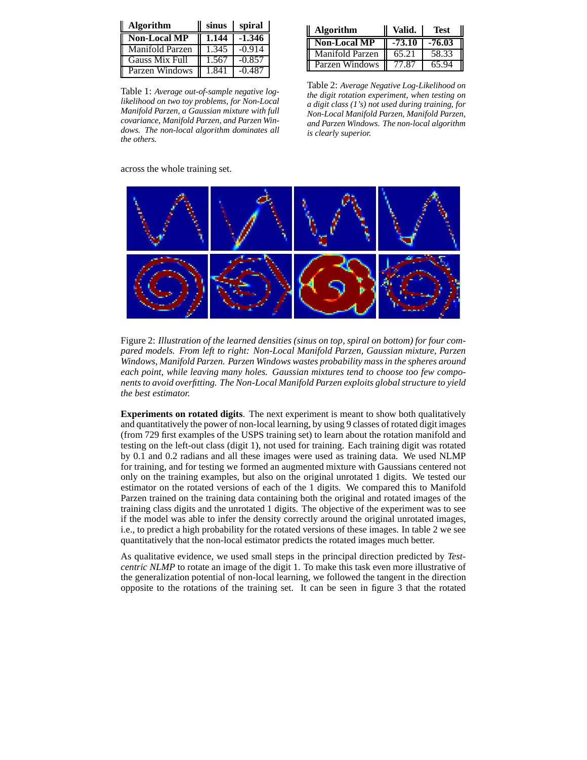| Algorithm | sinus | spiral |
|---|---|---|
| **Non-Local MP** | **1.144** | **-1.346** |
| Manifold Parzen | 1.345 | -0.914 |
| Gauss Mix Full | 1.567 | -0.857 |
| Parzen Windows | 1.841 | -0.487 |

Table 1: *Average out-of-sample negative log-likelihood on two toy problems, for Non-Local Manifold Parzen, a Gaussian mixture with full covariance, Manifold Parzen, and Parzen Windows. The non-local algorithm dominates all the others.*

| Algorithm | Valid. | Test |
|---|---|---|
| **Non-Local MP** | **-73.10** | **-76.03** |
| Manifold Parzen | 65.21 | 58.33 |
| Parzen Windows | 77.87 | 65.94 |

Table 2: *Average Negative Log-Likelihood on the digit rotation experiment, when testing on a digit class (1's) not used during training, for Non-Local Manifold Parzen, Manifold Parzen, and Parzen Windows. The non-local algorithm is clearly superior.*

across the whole training set.

Figure 2: *Illustration of the learned densities (sinus on top, spiral on bottom) for four compared models. From left to right: Non-Local Manifold Parzen, Gaussian mixture, Parzen Windows, Manifold Parzen. Parzen Windows wastes probability mass in the spheres around each point, while leaving many holes. Gaussian mixtures tend to choose too few components to avoid overfitting. The Non-Local Manifold Parzen exploits global structure to yield the best estimator.*

**Experiments on rotated digits**. The next experiment is meant to show both qualitatively and quantitatively the power of non-local learning, by using 9 classes of rotated digit images (from 729 first examples of the USPS training set) to learn about the rotation manifold and testing on the left-out class (digit 1), not used for training. Each training digit was rotated by 0.1 and 0.2 radians and all these images were used as training data. We used NLMP for training, and for testing we formed an augmented mixture with Gaussians centered not only on the training examples, but also on the original unrotated 1 digits. We tested our estimator on the rotated versions of each of the 1 digits. We compared this to Manifold Parzen trained on the training data containing both the original and rotated images of the training class digits and the unrotated 1 digits. The objective of the experiment was to see if the model was able to infer the density correctly around the original unrotated images, i.e., to predict a high probability for the rotated versions of these images. In table 2 we see quantitatively that the non-local estimator predicts the rotated images much better.

As qualitative evidence, we used small steps in the principal direction predicted by *Test-centric NLMP* to rotate an image of the digit 1. To make this task even more illustrative of the generalization potential of non-local learning, we followed the tangent in the direction opposite to the rotations of the training set. It can be seen in figure 3 that the rotated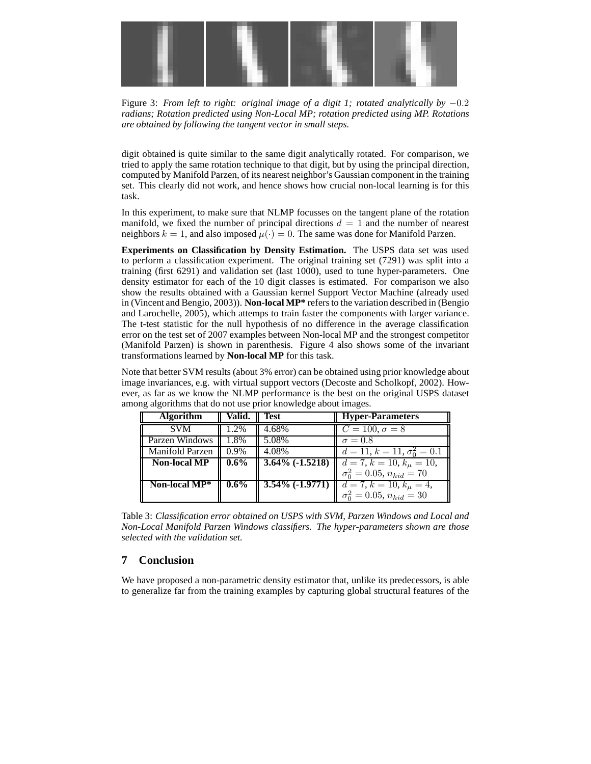Figure 3: *From left to right: original image of a digit 1; rotated analytically by $-0.2$ radians; Rotation predicted using Non-Local MP; rotation predicted using MP. Rotations are obtained by following the tangent vector in small steps.*

digit obtained is quite similar to the same digit analytically rotated. For comparison, we tried to apply the same rotation technique to that digit, but by using the principal direction, computed by Manifold Parzen, of its nearest neighbor's Gaussian component in the training set. This clearly did not work, and hence shows how crucial non-local learning is for this task.

In this experiment, to make sure that NLMP focusses on the tangent plane of the rotation manifold, we fixed the number of principal directions $d = 1$ and the number of nearest neighbors $k = 1$, and also imposed $\mu(\cdot) = 0$. The same was done for Manifold Parzen.

**Experiments on Classification by Density Estimation.** The USPS data set was used to perform a classification experiment. The original training set (7291) was split into a training (first 6291) and validation set (last 1000), used to tune hyper-parameters. One density estimator for each of the 10 digit classes is estimated. For comparison we also show the results obtained with a Gaussian kernel Support Vector Machine (already used in (Vincent and Bengio, 2003)). **Non-local MP*** refers to the variation described in (Bengio and Larochelle, 2005), which attemps to train faster the components with larger variance. The t-test statistic for the null hypothesis of no difference in the average classification error on the test set of 2007 examples between Non-local MP and the strongest competitor (Manifold Parzen) is shown in parenthesis. Figure 4 also shows some of the invariant transformations learned by **Non-local MP** for this task.

Note that better SVM results (about 3% error) can be obtained using prior knowledge about image invariances, e.g. with virtual support vectors (Decoste and Scholkopf, 2002). However, as far as we know the NLMP performance is the best on the original USPS dataset among algorithms that do not use prior knowledge about images.

| Algorithm | Valid. | Test | Hyper-Parameters |
|---|---|---|---|
| SVM | 1.2% | 4.68% | $C = 100, \sigma = 8$ |
| Parzen Windows | 1.8% | 5.08% | $\sigma = 0.8$ |
| Manifold Parzen | 0.9% | 4.08% | $d = 11, k = 11, \sigma_0^2 = 0.1$ |
| **Non-local MP** | **0.6%** | **3.64% (-1.5218)** | $d = 7, k = 10, k_\mu = 10,$ $\sigma_0^2 = 0.05, n_{hid} = 70$ |
| **Non-local MP*** | **0.6%** | **3.54% (-1.9771)** | $d = 7, k = 10, k_\mu = 4,$ $\sigma_0^2 = 0.05, n_{hid} = 30$ |

Table 3: *Classification error obtained on USPS with SVM, Parzen Windows and Local and Non-Local Manifold Parzen Windows classifiers. The hyper-parameters shown are those selected with the validation set.*

## 7 Conclusion

We have proposed a non-parametric density estimator that, unlike its predecessors, is able to generalize far from the training examples by capturing global structural features of the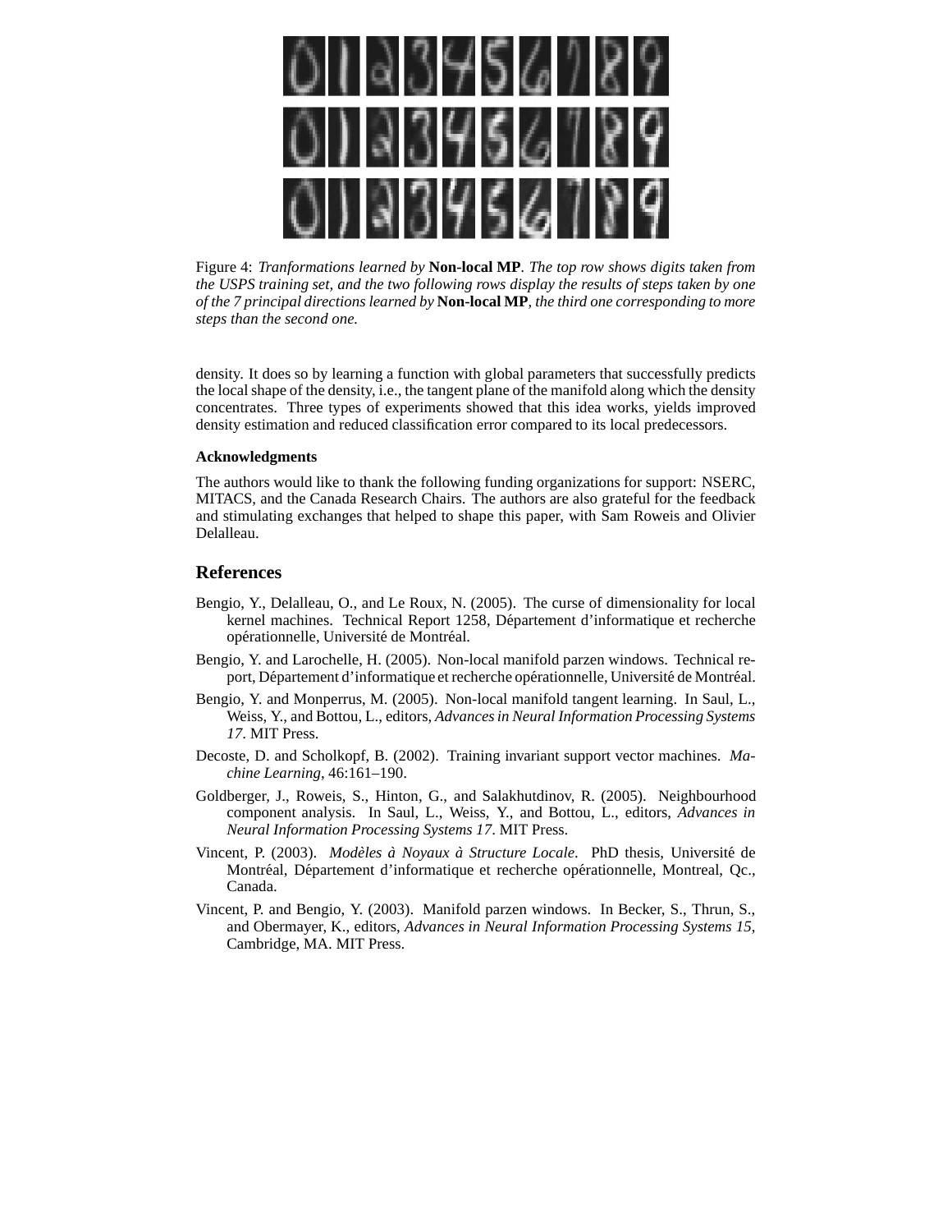Figure 4: *Tranformations learned by* **Non-local MP**. *The top row shows digits taken from the USPS training set, and the two following rows display the results of steps taken by one of the 7 principal directions learned by* **Non-local MP**, *the third one corresponding to more steps than the second one.*

density. It does so by learning a function with global parameters that successfully predicts the local shape of the density, i.e., the tangent plane of the manifold along which the density concentrates. Three types of experiments showed that this idea works, yields improved density estimation and reduced classification error compared to its local predecessors.

### Acknowledgments

The authors would like to thank the following funding organizations for support: NSERC, MITACS, and the Canada Research Chairs. The authors are also grateful for the feedback and stimulating exchanges that helped to shape this paper, with Sam Roweis and Olivier Delalleau.

## References

Bengio, Y., Delalleau, O., and Le Roux, N. (2005). The curse of dimensionality for local kernel machines. Technical Report 1258, Département d'informatique et recherche opérationnelle, Université de Montréal.

Bengio, Y. and Larochelle, H. (2005). Non-local manifold parzen windows. Technical report, Département d'informatique et recherche opérationnelle, Université de Montréal.

Bengio, Y. and Monperrus, M. (2005). Non-local manifold tangent learning. In Saul, L., Weiss, Y., and Bottou, L., editors, *Advances in Neural Information Processing Systems 17*. MIT Press.

Decoste, D. and Scholkopf, B. (2002). Training invariant support vector machines. *Machine Learning*, 46:161–190.

Goldberger, J., Roweis, S., Hinton, G., and Salakhutdinov, R. (2005). Neighbourhood component analysis. In Saul, L., Weiss, Y., and Bottou, L., editors, *Advances in Neural Information Processing Systems 17*. MIT Press.

Vincent, P. (2003). *Modèles à Noyaux à Structure Locale*. PhD thesis, Université de Montréal, Département d'informatique et recherche opérationnelle, Montreal, Qc., Canada.

Vincent, P. and Bengio, Y. (2003). Manifold parzen windows. In Becker, S., Thrun, S., and Obermayer, K., editors, *Advances in Neural Information Processing Systems 15*, Cambridge, MA. MIT Press.